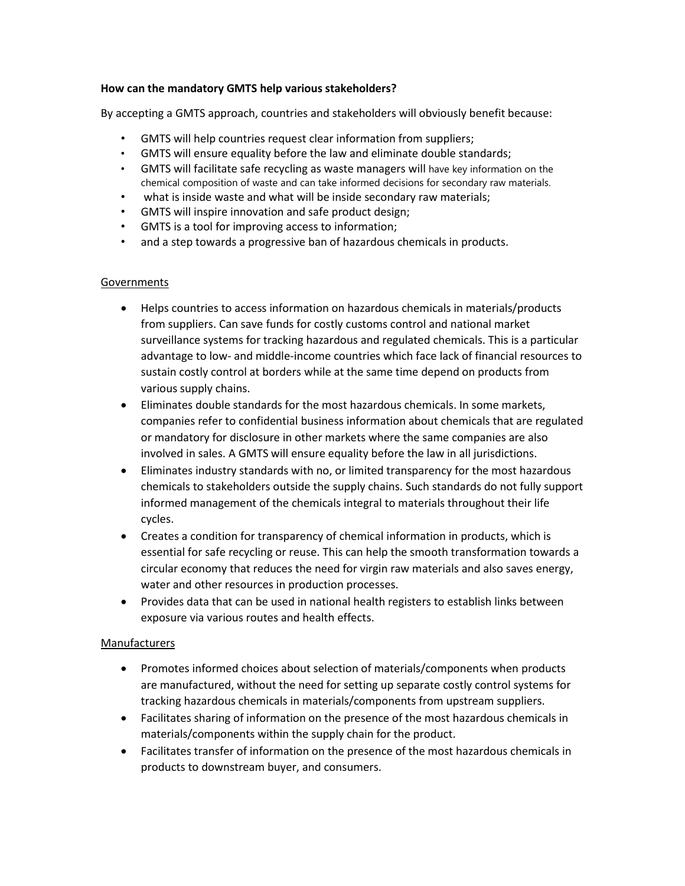**How can the mandatory GMTS help various stakeholders?**

By accepting a GMTS approach, countries and stakeholders will obviously benefit because:

- GMTS will help countries request clear information from suppliers;
- GMTS will ensure equality before the law and eliminate double standards;
- GMTS will facilitate safe recycling as waste managers will have key information on the chemical composition of waste and can take informed decisions for secondary raw materials.
- what is inside waste and what will be inside secondary raw materials;
- GMTS will inspire innovation and safe product design;
- GMTS is a tool for improving access to information;
- and a step towards a progressive ban of hazardous chemicals in products.

Governments

- Helps countries to access information on hazardous chemicals in materials/products from suppliers. Can save funds for costly customs control and national market surveillance systems for tracking hazardous and regulated chemicals. This is a particular advantage to low- and middle-income countries which face lack of financial resources to sustain costly control at borders while at the same time depend on products from various supply chains.
- Eliminates double standards for the most hazardous chemicals. In some markets, companies refer to confidential business information about chemicals that are regulated or mandatory for disclosure in other markets where the same companies are also involved in sales. A GMTS will ensure equality before the law in all jurisdictions.
- Eliminates industry standards with no, or limited transparency for the most hazardous chemicals to stakeholders outside the supply chains. Such standards do not fully support informed management of the chemicals integral to materials throughout their life cycles.
- Creates a condition for transparency of chemical information in products, which is essential for safe recycling or reuse. This can help the smooth transformation towards a circular economy that reduces the need for virgin raw materials and also saves energy, water and other resources in production processes.
- Provides data that can be used in national health registers to establish links between exposure via various routes and health effects.

Manufacturers

- Promotes informed choices about selection of materials/components when products are manufactured, without the need for setting up separate costly control systems for tracking hazardous chemicals in materials/components from upstream suppliers.
- Facilitates sharing of information on the presence of the most hazardous chemicals in materials/components within the supply chain for the product.
- Facilitates transfer of information on the presence of the most hazardous chemicals in products to downstream buyer, and consumers.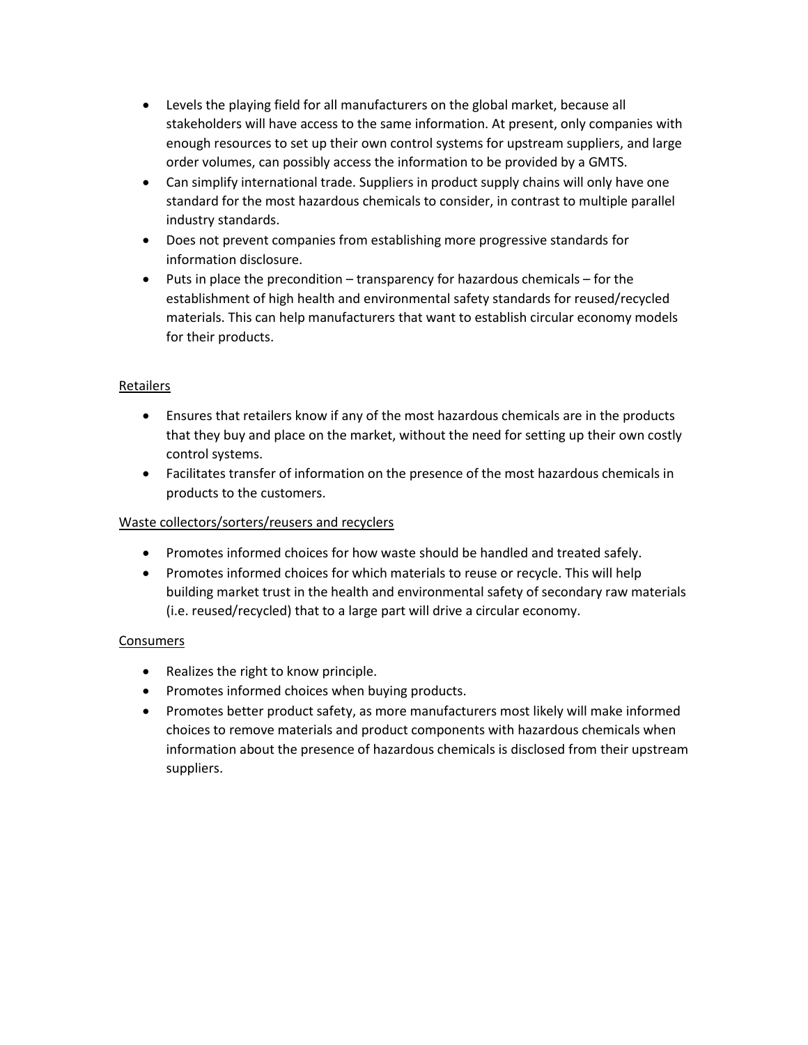- Levels the playing field for all manufacturers on the global market, because all stakeholders will have access to the same information. At present, only companies with enough resources to set up their own control systems for upstream suppliers, and large order volumes, can possibly access the information to be provided by a GMTS.
- Can simplify international trade. Suppliers in product supply chains will only have one standard for the most hazardous chemicals to consider, in contrast to multiple parallel industry standards.
- Does not prevent companies from establishing more progressive standards for information disclosure.
- Puts in place the precondition – transparency for hazardous chemicals – for the establishment of high health and environmental safety standards for reused/recycled materials. This can help manufacturers that want to establish circular economy models for their products.

<u>Retailers</u>

- Ensures that retailers know if any of the most hazardous chemicals are in the products that they buy and place on the market, without the need for setting up their own costly control systems.
- Facilitates transfer of information on the presence of the most hazardous chemicals in products to the customers.

<u>Waste collectors/sorters/reusers and recyclers</u>

- Promotes informed choices for how waste should be handled and treated safely.
- Promotes informed choices for which materials to reuse or recycle. This will help building market trust in the health and environmental safety of secondary raw materials (i.e. reused/recycled) that to a large part will drive a circular economy.

<u>Consumers</u>

- Realizes the right to know principle.
- Promotes informed choices when buying products.
- Promotes better product safety, as more manufacturers most likely will make informed choices to remove materials and product components with hazardous chemicals when information about the presence of hazardous chemicals is disclosed from their upstream suppliers.